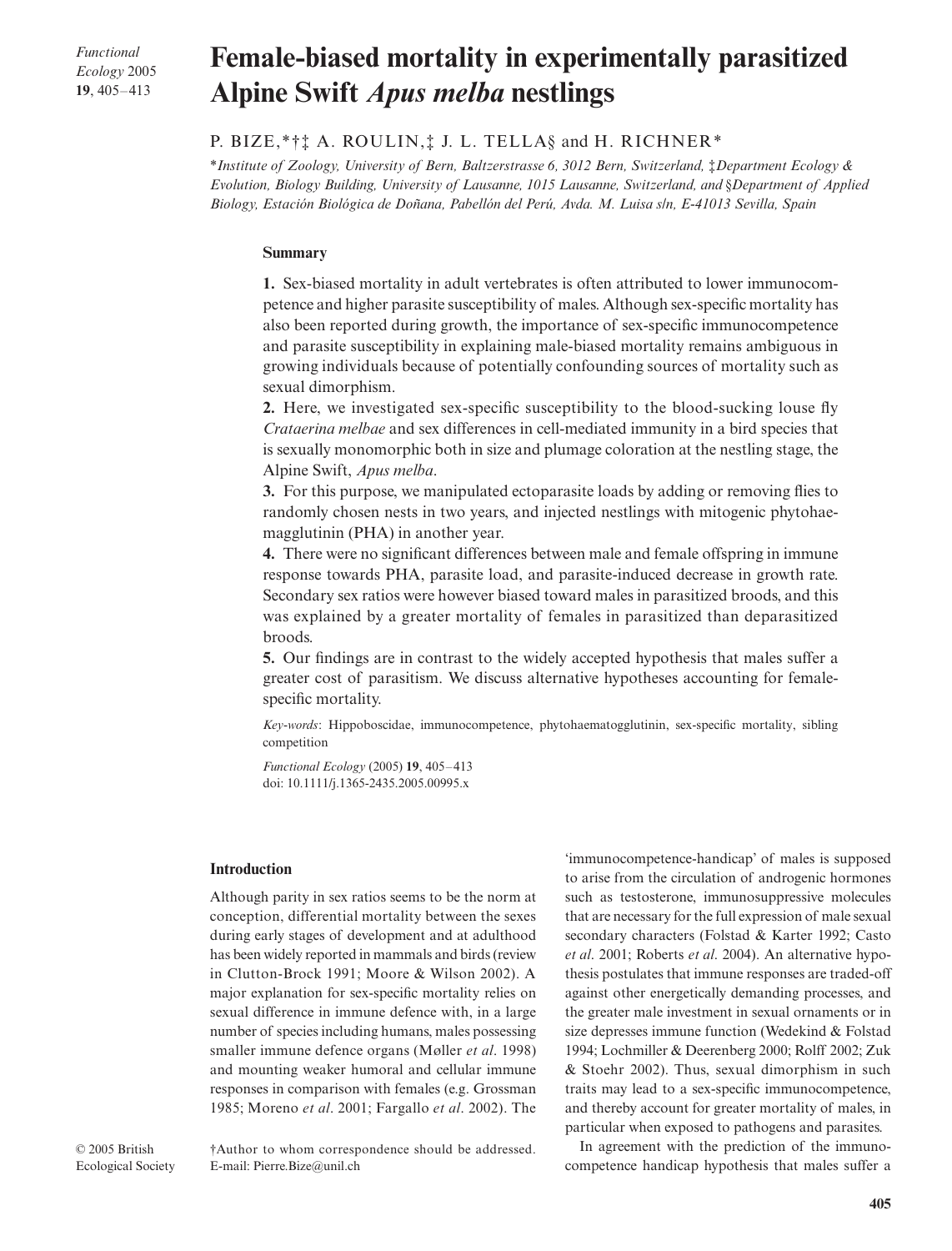# Female-biased mortality in experimentally parasitized Alpine Swift *Apus melba* nestlings

P. BIZE,*†‡ A. ROULIN,‡ J. L. TELLA§ and H. RICHNER*

*\*Institute of Zoology, University of Bern, Baltzerstrasse 6, 3012 Bern, Switzerland, ‡Department Ecology & Evolution, Biology Building, University of Lausanne, 1015 Lausanne, Switzerland, and §Department of Applied Biology, Estación Biológica de Doñana, Pabellón del Perú, Avda. M. Luisa s/n, E-41013 Sevilla, Spain*

## Summary

**1.** Sex-biased mortality in adult vertebrates is often attributed to lower immunocompetence and higher parasite susceptibility of males. Although sex-specific mortality has also been reported during growth, the importance of sex-specific immunocompetence and parasite susceptibility in explaining male-biased mortality remains ambiguous in growing individuals because of potentially confounding sources of mortality such as sexual dimorphism.

**2.** Here, we investigated sex-specific susceptibility to the blood-sucking louse fly *Crataerina melbae* and sex differences in cell-mediated immunity in a bird species that is sexually monomorphic both in size and plumage coloration at the nestling stage, the Alpine Swift, *Apus melba*.

**3.** For this purpose, we manipulated ectoparasite loads by adding or removing flies to randomly chosen nests in two years, and injected nestlings with mitogenic phytohaemagglutinin (PHA) in another year.

**4.** There were no significant differences between male and female offspring in immune response towards PHA, parasite load, and parasite-induced decrease in growth rate. Secondary sex ratios were however biased toward males in parasitized broods, and this was explained by a greater mortality of females in parasitized than deparasitized broods.

**5.** Our findings are in contrast to the widely accepted hypothesis that males suffer a greater cost of parasitism. We discuss alternative hypotheses accounting for female-specific mortality.

*Key-words*: Hippoboscidae, immunocompetence, phytohaematogglutinin, sex-specific mortality, sibling competition

*Functional Ecology* (2005) **19**, 405–413
doi: 10.1111/j.1365-2435.2005.00995.x

## Introduction

Although parity in sex ratios seems to be the norm at conception, differential mortality between the sexes during early stages of development and at adulthood has been widely reported in mammals and birds (review in Clutton-Brock 1991; Moore & Wilson 2002). A major explanation for sex-specific mortality relies on sexual difference in immune defence with, in a large number of species including humans, males possessing smaller immune defence organs (Møller *et al*. 1998) and mounting weaker humoral and cellular immune responses in comparison with females (e.g. Grossman 1985; Moreno *et al*. 2001; Fargallo *et al*. 2002). The 'immunocompetence-handicap' of males is supposed to arise from the circulation of androgenic hormones such as testosterone, immunosuppressive molecules that are necessary for the full expression of male sexual secondary characters (Folstad & Karter 1992; Casto *et al*. 2001; Roberts *et al*. 2004). An alternative hypothesis postulates that immune responses are traded-off against other energetically demanding processes, and the greater male investment in sexual ornaments or in size depresses immune function (Wedekind & Folstad 1994; Lochmiller & Deerenberg 2000; Rolff 2002; Zuk & Stoehr 2002). Thus, sexual dimorphism in such traits may lead to a sex-specific immunocompetence, and thereby account for greater mortality of males, in particular when exposed to pathogens and parasites.

In agreement with the prediction of the immunocompetence handicap hypothesis that males suffer a

†Author to whom correspondence should be addressed. E-mail: Pierre.Bize@unil.ch

© 2005 British Ecological Society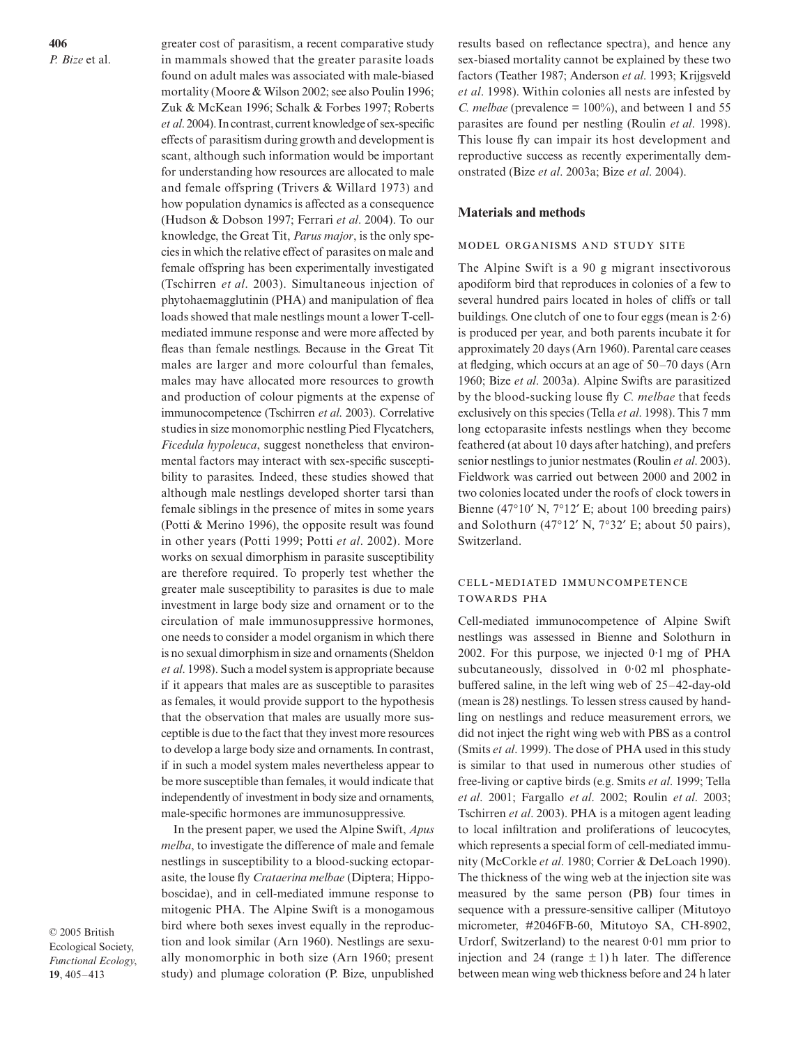greater cost of parasitism, a recent comparative study in mammals showed that the greater parasite loads found on adult males was associated with male-biased mortality (Moore & Wilson 2002; see also Poulin 1996; Zuk & McKean 1996; Schalk & Forbes 1997; Roberts *et al*. 2004). In contrast, current knowledge of sex-specific effects of parasitism during growth and development is scant, although such information would be important for understanding how resources are allocated to male and female offspring (Trivers & Willard 1973) and how population dynamics is affected as a consequence (Hudson & Dobson 1997; Ferrari *et al*. 2004). To our knowledge, the Great Tit, *Parus major*, is the only species in which the relative effect of parasites on male and female offspring has been experimentally investigated (Tschirren *et al*. 2003). Simultaneous injection of phytohaemagglutinin (PHA) and manipulation of flea loads showed that male nestlings mount a lower T-cell-mediated immune response and were more affected by fleas than female nestlings. Because in the Great Tit males are larger and more colourful than females, males may have allocated more resources to growth and production of colour pigments at the expense of immunocompetence (Tschirren *et al*. 2003). Correlative studies in size monomorphic nestling Pied Flycatchers, *Ficedula hypoleuca*, suggest nonetheless that environmental factors may interact with sex-specific susceptibility to parasites. Indeed, these studies showed that although male nestlings developed shorter tarsi than female siblings in the presence of mites in some years (Potti & Merino 1996), the opposite result was found in other years (Potti 1999; Potti *et al*. 2002). More works on sexual dimorphism in parasite susceptibility are therefore required. To properly test whether the greater male susceptibility to parasites is due to male investment in large body size and ornament or to the circulation of male immunosuppressive hormones, one needs to consider a model organism in which there is no sexual dimorphism in size and ornaments (Sheldon *et al*. 1998). Such a model system is appropriate because if it appears that males are as susceptible to parasites as females, it would provide support to the hypothesis that the observation that males are usually more susceptible is due to the fact that they invest more resources to develop a large body size and ornaments. In contrast, if in such a model system males nevertheless appear to be more susceptible than females, it would indicate that independently of investment in body size and ornaments, male-specific hormones are immunosuppressive.

In the present paper, we used the Alpine Swift, *Apus melba*, to investigate the difference of male and female nestlings in susceptibility to a blood-sucking ectoparasite, the louse fly *Crataerina melbae* (Diptera; Hippoboscidae), and in cell-mediated immune response to mitogenic PHA. The Alpine Swift is a monogamous bird where both sexes invest equally in the reproduction and look similar (Arn 1960). Nestlings are sexually monomorphic in both size (Arn 1960; present study) and plumage coloration (P. Bize, unpublished results based on reflectance spectra), and hence any sex-biased mortality cannot be explained by these two factors (Teather 1987; Anderson *et al*. 1993; Krijgsveld *et al*. 1998). Within colonies all nests are infested by *C. melbae* (prevalence = 100%), and between 1 and 55 parasites are found per nestling (Roulin *et al*. 1998). This louse fly can impair its host development and reproductive success as recently experimentally demonstrated (Bize *et al*. 2003a; Bize *et al*. 2004).

## Materials and methods

### Model organisms and study site

The Alpine Swift is a 90 g migrant insectivorous apodiform bird that reproduces in colonies of a few to several hundred pairs located in holes of cliffs or tall buildings. One clutch of one to four eggs (mean is 2·6) is produced per year, and both parents incubate it for approximately 20 days (Arn 1960). Parental care ceases at fledging, which occurs at an age of 50–70 days (Arn 1960; Bize *et al*. 2003a). Alpine Swifts are parasitized by the blood-sucking louse fly *C. melbae* that feeds exclusively on this species (Tella *et al*. 1998). This 7 mm long ectoparasite infests nestlings when they become feathered (at about 10 days after hatching), and prefers senior nestlings to junior nestmates (Roulin *et al*. 2003). Fieldwork was carried out between 2000 and 2002 in two colonies located under the roofs of clock towers in Bienne (47°10′ N, 7°12′ E; about 100 breeding pairs) and Solothurn (47°12′ N, 7°32′ E; about 50 pairs), Switzerland.

### Cell-mediated immuncompetence towards PHA

Cell-mediated immunocompetence of Alpine Swift nestlings was assessed in Bienne and Solothurn in 2002. For this purpose, we injected 0·1 mg of PHA subcutaneously, dissolved in 0·02 ml phosphate-buffered saline, in the left wing web of 25–42-day-old (mean is 28) nestlings. To lessen stress caused by handling on nestlings and reduce measurement errors, we did not inject the right wing web with PBS as a control (Smits *et al*. 1999). The dose of PHA used in this study is similar to that used in numerous other studies of free-living or captive birds (e.g. Smits *et al*. 1999; Tella *et al*. 2001; Fargallo *et al*. 2002; Roulin *et al*. 2003; Tschirren *et al*. 2003). PHA is a mitogen agent leading to local infiltration and proliferations of leucocytes, which represents a special form of cell-mediated immunity (McCorkle *et al*. 1980; Corrier & DeLoach 1990). The thickness of the wing web at the injection site was measured by the same person (PB) four times in sequence with a pressure-sensitive calliper (Mitutoyo micrometer, #2046FB-60, Mitutoyo SA, CH-8902, Urdorf, Switzerland) to the nearest 0·01 mm prior to injection and 24 (range ± 1) h later. The difference between mean wing web thickness before and 24 h later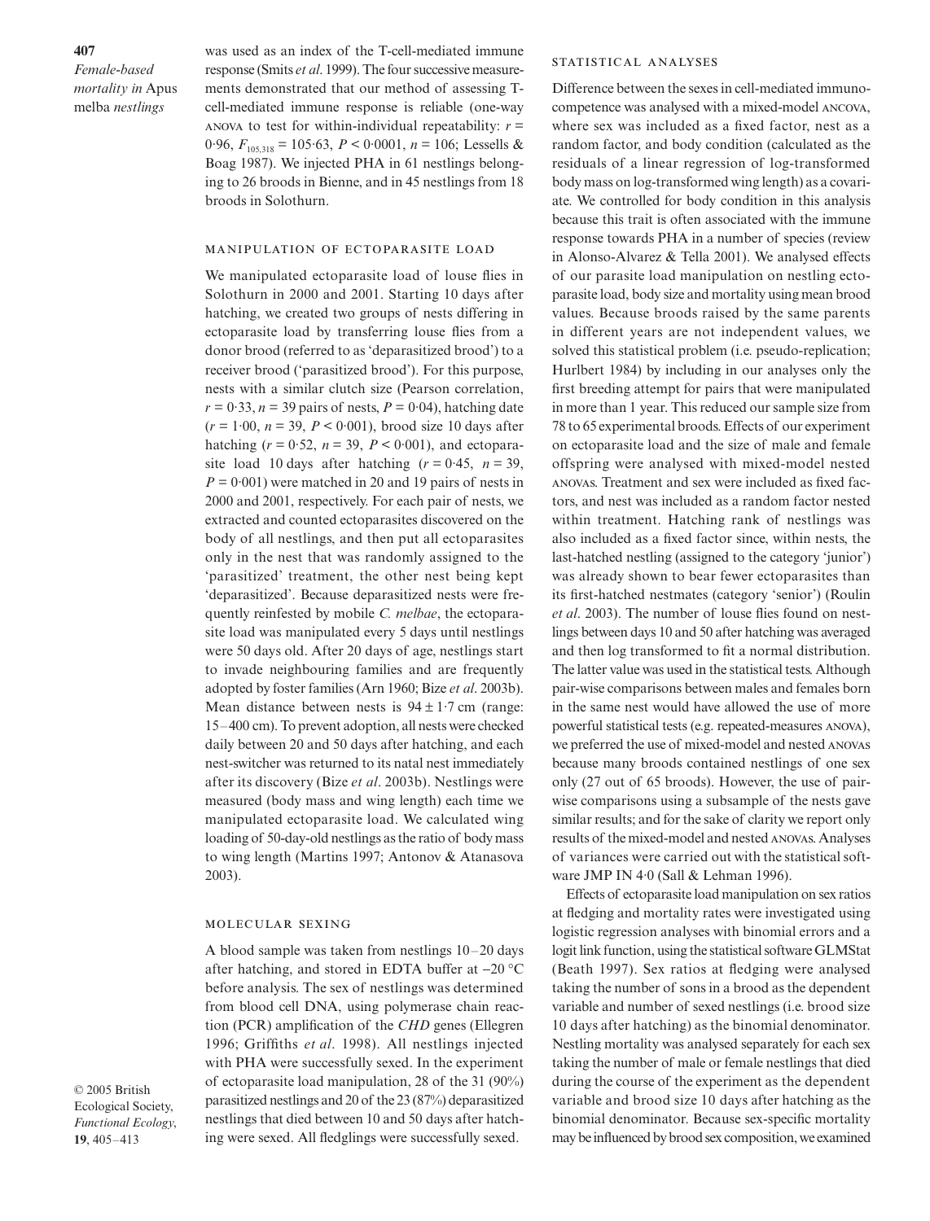was used as an index of the T-cell-mediated immune response (Smits *et al*. 1999). The four successive measurements demonstrated that our method of assessing T-cell-mediated immune response is reliable (one-way ANOVA to test for within-individual repeatability: $r = 0.96$, $F_{105,318} = 105.63$, $P < 0.0001$, $n = 106$; Lessells & Boag 1987). We injected PHA in 61 nestlings belonging to 26 broods in Bienne, and in 45 nestlings from 18 broods in Solothurn.

### MANIPULATION OF ECTOPARASITE LOAD

We manipulated ectoparasite load of louse flies in Solothurn in 2000 and 2001. Starting 10 days after hatching, we created two groups of nests differing in ectoparasite load by transferring louse flies from a donor brood (referred to as 'deparasitized brood') to a receiver brood ('parasitized brood'). For this purpose, nests with a similar clutch size (Pearson correlation, $r = 0.33$, $n = 39$ pairs of nests, $P = 0.04$), hatching date ($r = 1.00$, $n = 39$, $P < 0.001$), brood size 10 days after hatching ($r = 0.52$, $n = 39$, $P < 0.001$), and ectoparasite load 10 days after hatching ($r = 0.45$, $n = 39$, $P = 0.001$) were matched in 20 and 19 pairs of nests in 2000 and 2001, respectively. For each pair of nests, we extracted and counted ectoparasites discovered on the body of all nestlings, and then put all ectoparasites only in the nest that was randomly assigned to the 'parasitized' treatment, the other nest being kept 'deparasitized'. Because deparasitized nests were frequently reinfested by mobile *C. melbae*, the ectoparasite load was manipulated every 5 days until nestlings were 50 days old. After 20 days of age, nestlings start to invade neighbouring families and are frequently adopted by foster families (Arn 1960; Bize *et al*. 2003b). Mean distance between nests is $94 \pm 1.7$ cm (range: 15–400 cm). To prevent adoption, all nests were checked daily between 20 and 50 days after hatching, and each nest-switcher was returned to its natal nest immediately after its discovery (Bize *et al*. 2003b). Nestlings were measured (body mass and wing length) each time we manipulated ectoparasite load. We calculated wing loading of 50-day-old nestlings as the ratio of body mass to wing length (Martins 1997; Antonov & Atanasova 2003).

### MOLECULAR SEXING

A blood sample was taken from nestlings 10–20 days after hatching, and stored in EDTA buffer at −20 °C before analysis. The sex of nestlings was determined from blood cell DNA, using polymerase chain reaction (PCR) amplification of the *CHD* genes (Ellegren 1996; Griffiths *et al*. 1998). All nestlings injected with PHA were successfully sexed. In the experiment of ectoparasite load manipulation, 28 of the 31 (90%) parasitized nestlings and 20 of the 23 (87%) deparasitized nestlings that died between 10 and 50 days after hatching were sexed. All fledglings were successfully sexed.

### STATISTICAL ANALYSES

Difference between the sexes in cell-mediated immunocompetence was analysed with a mixed-model ANCOVA, where sex was included as a fixed factor, nest as a random factor, and body condition (calculated as the residuals of a linear regression of log-transformed body mass on log-transformed wing length) as a covariate. We controlled for body condition in this analysis because this trait is often associated with the immune response towards PHA in a number of species (review in Alonso-Alvarez & Tella 2001). We analysed effects of our parasite load manipulation on nestling ectoparasite load, body size and mortality using mean brood values. Because broods raised by the same parents in different years are not independent values, we solved this statistical problem (i.e. pseudo-replication; Hurlbert 1984) by including in our analyses only the first breeding attempt for pairs that were manipulated in more than 1 year. This reduced our sample size from 78 to 65 experimental broods. Effects of our experiment on ectoparasite load and the size of male and female offspring were analysed with mixed-model nested ANOVAS. Treatment and sex were included as fixed factors, and nest was included as a random factor nested within treatment. Hatching rank of nestlings was also included as a fixed factor since, within nests, the last-hatched nestling (assigned to the category 'junior') was already shown to bear fewer ectoparasites than its first-hatched nestmates (category 'senior') (Roulin *et al*. 2003). The number of louse flies found on nestlings between days 10 and 50 after hatching was averaged and then log transformed to fit a normal distribution. The latter value was used in the statistical tests. Although pair-wise comparisons between males and females born in the same nest would have allowed the use of more powerful statistical tests (e.g. repeated-measures ANOVA), we preferred the use of mixed-model and nested ANOVAS because many broods contained nestlings of one sex only (27 out of 65 broods). However, the use of pair-wise comparisons using a subsample of the nests gave similar results; and for the sake of clarity we report only results of the mixed-model and nested ANOVAS. Analyses of variances were carried out with the statistical software JMP IN 4·0 (Sall & Lehman 1996).

Effects of ectoparasite load manipulation on sex ratios at fledging and mortality rates were investigated using logistic regression analyses with binomial errors and a logit link function, using the statistical software GLMStat (Beath 1997). Sex ratios at fledging were analysed taking the number of sons in a brood as the dependent variable and number of sexed nestlings (i.e. brood size 10 days after hatching) as the binomial denominator. Nestling mortality was analysed separately for each sex taking the number of male or female nestlings that died during the course of the experiment as the dependent variable and brood size 10 days after hatching as the binomial denominator. Because sex-specific mortality may be influenced by brood sex composition, we examined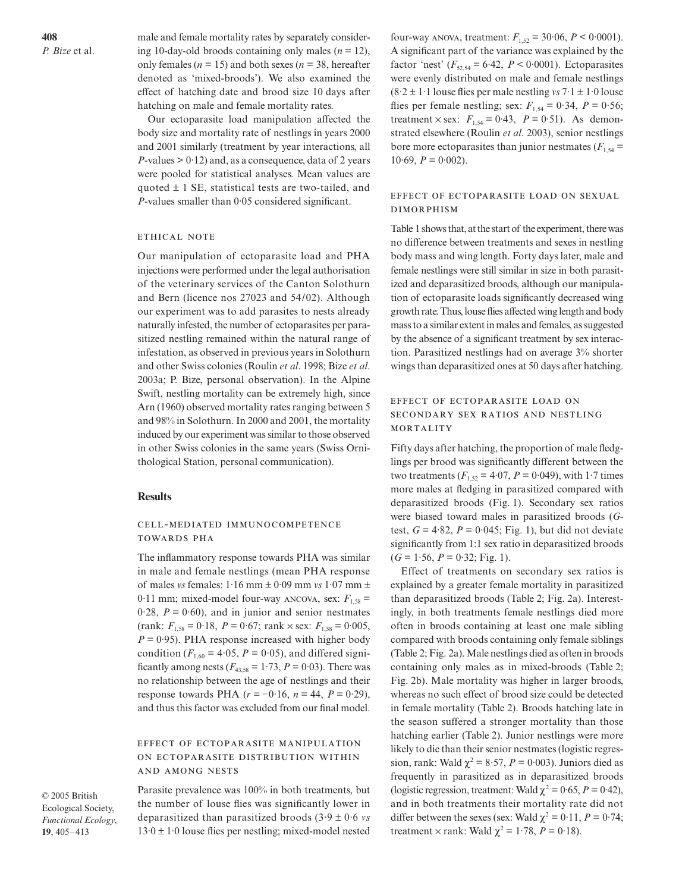male and female mortality rates by separately considering 10-day-old broods containing only males ($n = 12$), only females ($n = 15$) and both sexes ($n = 38$, hereafter denoted as 'mixed-broods'). We also examined the effect of hatching date and brood size 10 days after hatching on male and female mortality rates.

Our ectoparasite load manipulation affected the body size and mortality rate of nestlings in years 2000 and 2001 similarly (treatment by year interactions, all $P$-values > 0·12) and, as a consequence, data of 2 years were pooled for statistical analyses. Mean values are quoted ± 1 SE, statistical tests are two-tailed, and $P$-values smaller than 0·05 considered significant.

### Ethical note

Our manipulation of ectoparasite load and PHA injections were performed under the legal authorisation of the veterinary services of the Canton Solothurn and Bern (licence nos 27023 and 54/02). Although our experiment was to add parasites to nests already naturally infested, the number of ectoparasites per parasitized nestling remained within the natural range of infestation, as observed in previous years in Solothurn and other Swiss colonies (Roulin *et al*. 1998; Bize *et al*. 2003a; P. Bize, personal observation). In the Alpine Swift, nestling mortality can be extremely high, since Arn (1960) observed mortality rates ranging between 5 and 98% in Solothurn. In 2000 and 2001, the mortality induced by our experiment was similar to those observed in other Swiss colonies in the same years (Swiss Ornithological Station, personal communication).

## Results

### Cell-mediated immunocompetence towards PHA

The inflammatory response towards PHA was similar in male and female nestlings (mean PHA response of males *vs* females: 1·16 mm ± 0·09 mm *vs* 1·07 mm ± 0·11 mm; mixed-model four-way ANCOVA, sex: $F_{1,58} = 0·28$, $P = 0·60$), and in junior and senior nestmates (rank: $F_{1,58} = 0·18$, $P = 0·67$; rank × sex: $F_{1,58} = 0·005$, $P = 0·95$). PHA response increased with higher body condition ($F_{1,60} = 4·05$, $P = 0·05$), and differed significantly among nests ($F_{43,58} = 1·73$, $P = 0·03$). There was no relationship between the age of nestlings and their response towards PHA ($r = -0·16$, $n = 44$, $P = 0·29$), and thus this factor was excluded from our final model.

### Effect of ectoparasite manipulation on ectoparasite distribution within and among nests

Parasite prevalence was 100% in both treatments, but the number of louse flies was significantly lower in deparasitized than parasitized broods (3·9 ± 0·6 *vs* 13·0 ± 1·0 louse flies per nestling; mixed-model nested four-way ANOVA, treatment: $F_{1,52} = 30·06$, $P < 0·0001$). A significant part of the variance was explained by the factor 'nest' ($F_{52,54} = 6·42$, $P < 0·0001$). Ectoparasites were evenly distributed on male and female nestlings (8·2 ± 1·1 louse flies per male nestling *vs* 7·1 ± 1·0 louse flies per female nestling; sex: $F_{1,54} = 0·34$, $P = 0·56$; treatment × sex: $F_{1,54} = 0·43$, $P = 0·51$). As demonstrated elsewhere (Roulin *et al*. 2003), senior nestlings bore more ectoparasites than junior nestmates ($F_{1,54} = 10·69$, $P = 0·002$).

### Effect of ectoparasite load on sexual dimorphism

Table 1 shows that, at the start of the experiment, there was no difference between treatments and sexes in nestling body mass and wing length. Forty days later, male and female nestlings were still similar in size in both parasitized and deparasitized broods, although our manipulation of ectoparasite loads significantly decreased wing growth rate. Thus, louse flies affected wing length and body mass to a similar extent in males and females, as suggested by the absence of a significant treatment by sex interaction. Parasitized nestlings had on average 3% shorter wings than deparasitized ones at 50 days after hatching.

### Effect of ectoparasite load on secondary sex ratios and nestling mortality

Fifty days after hatching, the proportion of male fledglings per brood was significantly different between the two treatments ($F_{1,52} = 4·07$, $P = 0·049$), with 1·7 times more males at fledging in parasitized compared with deparasitized broods (Fig. 1). Secondary sex ratios were biased toward males in parasitized broods ($G$-test, $G = 4·82$, $P = 0·045$; Fig. 1), but did not deviate significantly from 1:1 sex ratio in deparasitized broods ($G = 1·56$, $P = 0·32$; Fig. 1).

Effect of treatments on secondary sex ratios is explained by a greater female mortality in parasitized than deparasitized broods (Table 2; Fig. 2a). Interestingly, in both treatments female nestlings died more often in broods containing at least one male sibling compared with broods containing only female siblings (Table 2; Fig. 2a). Male nestlings died as often in broods containing only males as in mixed-broods (Table 2; Fig. 2b). Male mortality was higher in larger broods, whereas no such effect of brood size could be detected in female mortality (Table 2). Broods hatching late in the season suffered a stronger mortality than those hatching earlier (Table 2). Junior nestlings were more likely to die than their senior nestmates (logistic regression, rank: Wald $\chi^2 = 8·57$, $P = 0·003$). Juniors died as frequently in parasitized as in deparasitized broods (logistic regression, treatment: Wald $\chi^2 = 0·65$, $P = 0·42$), and in both treatments their mortality rate did not differ between the sexes (sex: Wald $\chi^2 = 0·11$, $P = 0·74$; treatment × rank: Wald $\chi^2 = 1·78$, $P = 0·18$).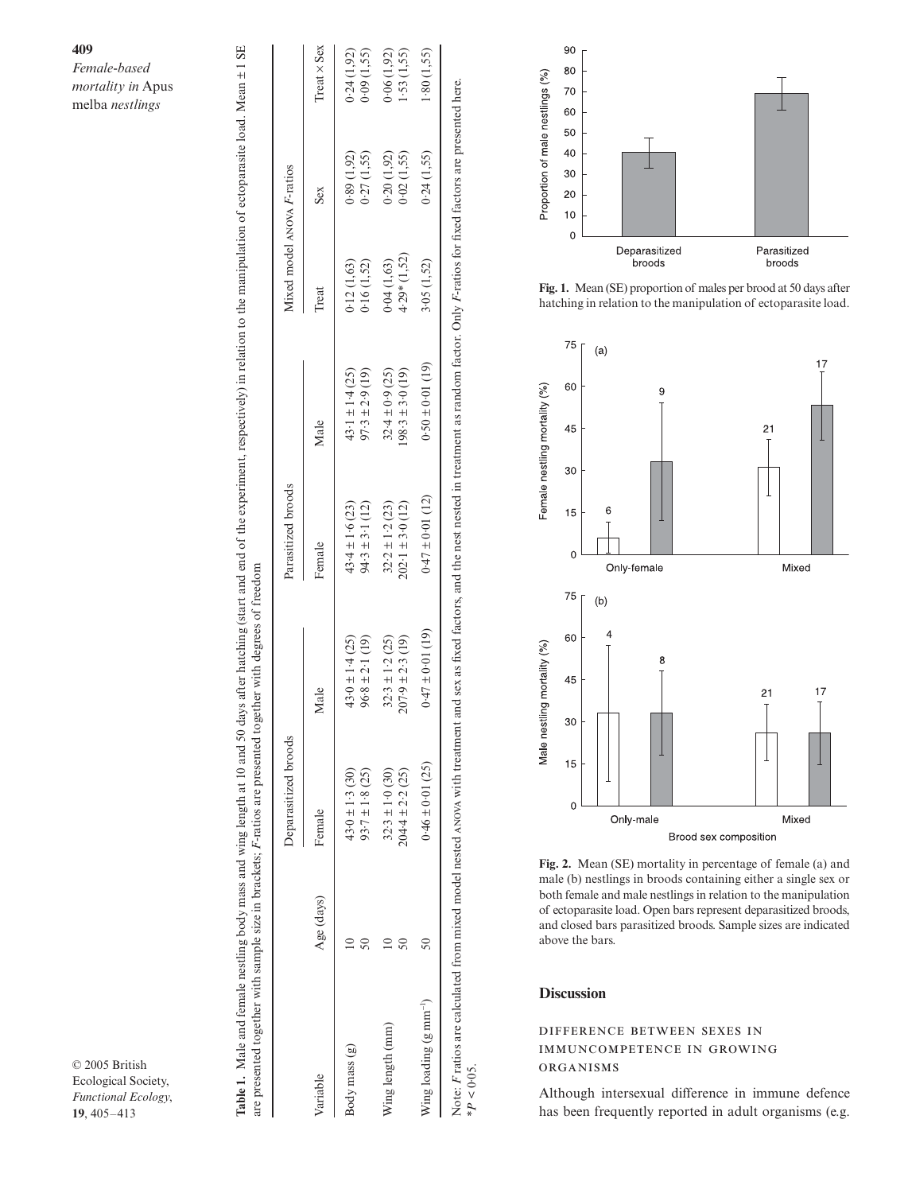**Table 1.** Male and female nestling body mass and wing length at 10 and 50 days after hatching (start and end of the experiment, respectively) in relation to the manipulation of ectoparasite load. Mean ± 1 SE are presented together with sample size in brackets; *F*-ratios are presented together with degrees of freedom

| Variable | Age (days) | Deparasitized broods | | Parasitized broods | | Mixed model ANOVA *F*-ratios | | |
|---|---|---|---|---|---|---|---|---|
| | | Female | Male | Female | Male | Treat | Sex | Treat × Sex |
| Body mass (g) | 10 | 43·0 ± 1·3 (30) | 43·0 ± 1·4 (25) | 43·4 ± 1·6 (23) | 43·1 ± 1·4 (25) | 0·12 (1,63) | 0·89 (1,92) | 0·24 (1,92) |
| | 50 | 93·7 ± 1·8 (25) | 96·8 ± 2·1 (19) | 94·3 ± 3·1 (12) | 97·3 ± 2·9 (19) | 0·16 (1,52) | 0·27 (1,55) | 0·09 (1,55) |
| Wing length (mm) | 10 | 32·3 ± 1·0 (30) | 32·3 ± 1·2 (25) | 32·2 ± 1·2 (23) | 32·4 ± 0·9 (25) | 0·04 (1,63) | 0·20 (1,92) | 0·06 (1,92) |
| | 50 | 204·4 ± 2·2 (25) | 207·9 ± 2·3 (19) | 202·1 ± 3·0 (12) | 198·3 ± 3·0 (19) | 4·29* (1,52) | 0·02 (1,55) | 1·53 (1,55) |
| Wing loading ($g\ mm^{-1}$) | 50 | 0·46 ± 0·01 (25) | 0·47 ± 0·01 (19) | 0·47 ± 0·01 (12) | 0·50 ± 0·01 (19) | 3·05 (1,52) | 0·24 (1,55) | 1·80 (1,55) |

Note: *F* ratios are calculated from mixed model nested ANOVA with treatment and sex as fixed factors, and the nest nested in treatment as random factor. Only *F*-ratios for fixed factors are presented here.
*$P < 0·05$.

**Fig. 1.** Mean (SE) proportion of males per brood at 50 days after hatching in relation to the manipulation of ectoparasite load.

**Fig. 2.** Mean (SE) mortality in percentage of female (a) and male (b) nestlings in broods containing either a single sex or both female and male nestlings in relation to the manipulation of ectoparasite load. Open bars represent deparasitized broods, and closed bars parasitized broods. Sample sizes are indicated above the bars.

## Discussion

### DIFFERENCE BETWEEN SEXES IN IMMUNCOMPETENCE IN GROWING ORGANISMS

Although intersexual difference in immune defence has been frequently reported in adult organisms (e.g.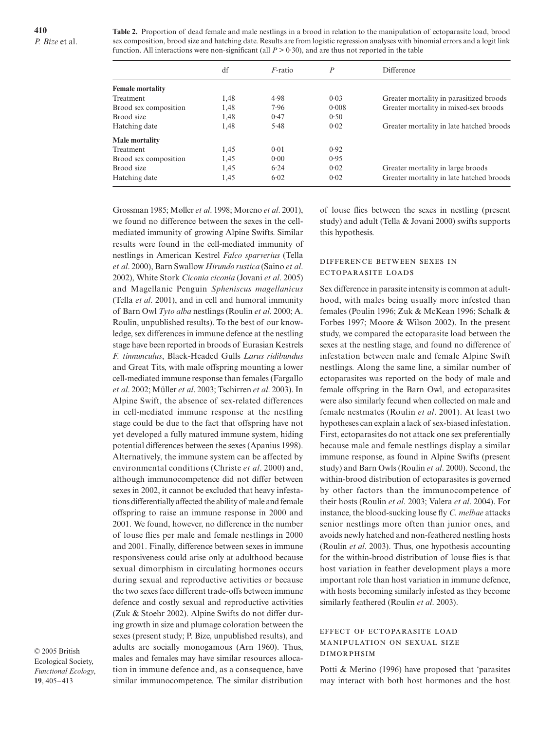**Table 2.** Proportion of dead female and male nestlings in a brood in relation to the manipulation of ectoparasite load, brood sex composition, brood size and hatching date. Results are from logistic regression analyses with binomial errors and a logit link function. All interactions were non-significant (all $P > 0{\cdot}30$), and are thus not reported in the table

| | df | *F*-ratio | *P* | Difference |
|---|---|---|---|---|
| **Female mortality** | | | | |
| Treatment | 1,48 | 4·98 | 0·03 | Greater mortality in parasitized broods |
| Brood sex composition | 1,48 | 7·96 | 0·008 | Greater mortality in mixed-sex broods |
| Brood size | 1,48 | 0·47 | 0·50 | |
| Hatching date | 1,48 | 5·48 | 0·02 | Greater mortality in late hatched broods |
| **Male mortality** | | | | |
| Treatment | 1,45 | 0·01 | 0·92 | |
| Brood sex composition | 1,45 | 0·00 | 0·95 | |
| Brood size | 1,45 | 6·24 | 0·02 | Greater mortality in large broods |
| Hatching date | 1,45 | 6·02 | 0·02 | Greater mortality in late hatched broods |

Grossman 1985; Møller *et al*. 1998; Moreno *et al*. 2001), we found no difference between the sexes in the cell-mediated immunity of growing Alpine Swifts. Similar results were found in the cell-mediated immunity of nestlings in American Kestrel *Falco sparverius* (Tella *et al*. 2000), Barn Swallow *Hirundo rustica* (Saino *et al*. 2002), White Stork *Ciconia ciconia* (Jovani *et al*. 2005) and Magellanic Penguin *Spheniscus magellanicus* (Tella *et al*. 2001), and in cell and humoral immunity of Barn Owl *Tyto alba* nestlings (Roulin *et al*. 2000; A. Roulin, unpublished results). To the best of our knowledge, sex differences in immune defence at the nestling stage have been reported in broods of Eurasian Kestrels *F. tinnunculus*, Black-Headed Gulls *Larus ridibundus* and Great Tits, with male offspring mounting a lower cell-mediated immune response than females (Fargallo *et al*. 2002; Müller *et al*. 2003; Tschirren *et al*. 2003). In Alpine Swift, the absence of sex-related differences in cell-mediated immune response at the nestling stage could be due to the fact that offspring have not yet developed a fully matured immune system, hiding potential differences between the sexes (Apanius 1998). Alternatively, the immune system can be affected by environmental conditions (Christe *et al*. 2000) and, although immunocompetence did not differ between sexes in 2002, it cannot be excluded that heavy infestations differentially affected the ability of male and female offspring to raise an immune response in 2000 and 2001. We found, however, no difference in the number of louse flies per male and female nestlings in 2000 and 2001. Finally, difference between sexes in immune responsiveness could arise only at adulthood because sexual dimorphism in circulating hormones occurs during sexual and reproductive activities or because the two sexes face different trade-offs between immune defence and costly sexual and reproductive activities (Zuk & Stoehr 2002). Alpine Swifts do not differ during growth in size and plumage coloration between the sexes (present study; P. Bize, unpublished results), and adults are socially monogamous (Arn 1960). Thus, males and females may have similar resources allocation in immune defence and, as a consequence, have similar immunocompetence. The similar distribution of louse flies between the sexes in nestling (present study) and adult (Tella & Jovani 2000) swifts supports this hypothesis.

### Difference between sexes in ectoparasite loads

Sex difference in parasite intensity is common at adulthood, with males being usually more infested than females (Poulin 1996; Zuk & McKean 1996; Schalk & Forbes 1997; Moore & Wilson 2002). In the present study, we compared the ectoparasite load between the sexes at the nestling stage, and found no difference of infestation between male and female Alpine Swift nestlings. Along the same line, a similar number of ectoparasites was reported on the body of male and female offspring in the Barn Owl, and ectoparasites were also similarly fecund when collected on male and female nestmates (Roulin *et al*. 2001). At least two hypotheses can explain a lack of sex-biased infestation. First, ectoparasites do not attack one sex preferentially because male and female nestlings display a similar immune response, as found in Alpine Swifts (present study) and Barn Owls (Roulin *et al*. 2000). Second, the within-brood distribution of ectoparasites is governed by other factors than the immunocompetence of their hosts (Roulin *et al*. 2003; Valera *et al*. 2004). For instance, the blood-sucking louse fly *C. melbae* attacks senior nestlings more often than junior ones, and avoids newly hatched and non-feathered nestling hosts (Roulin *et al*. 2003). Thus, one hypothesis accounting for the within-brood distribution of louse flies is that host variation in feather development plays a more important role than host variation in immune defence, with hosts becoming similarly infested as they become similarly feathered (Roulin *et al*. 2003).

### Effect of ectoparasite load manipulation on sexual size dimorphsim

Potti & Merino (1996) have proposed that 'parasites may interact with both host hormones and the host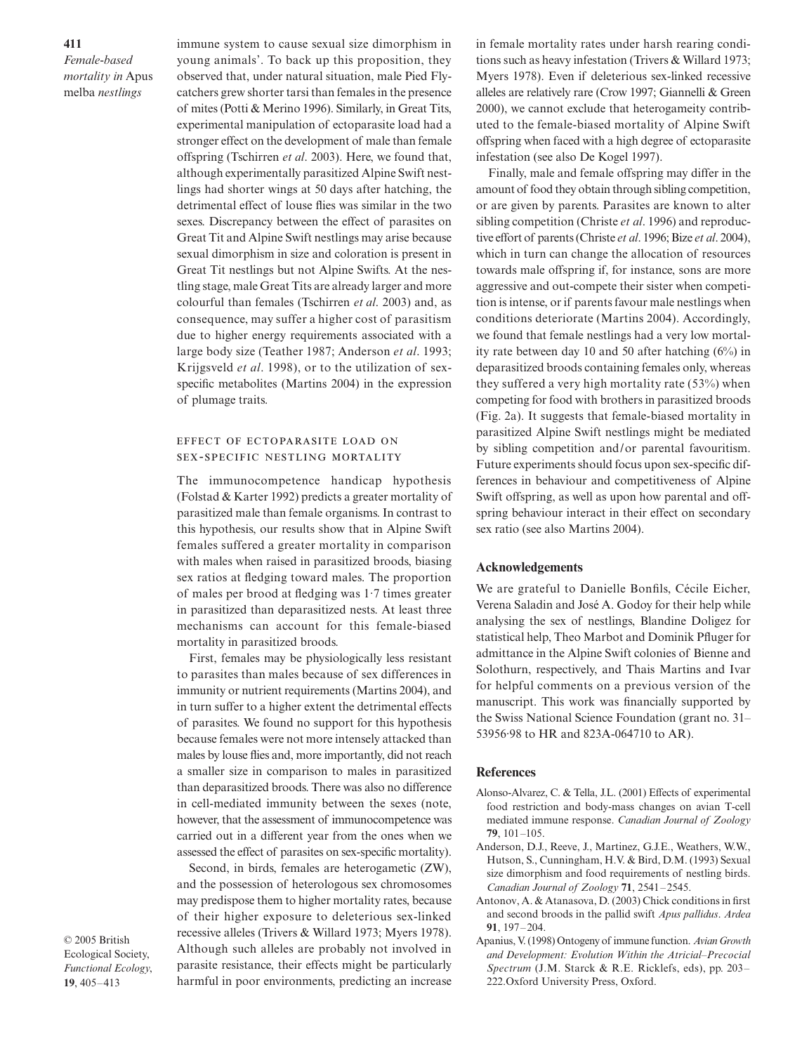immune system to cause sexual size dimorphism in young animals'. To back up this proposition, they observed that, under natural situation, male Pied Flycatchers grew shorter tarsi than females in the presence of mites (Potti & Merino 1996). Similarly, in Great Tits, experimental manipulation of ectoparasite load had a stronger effect on the development of male than female offspring (Tschirren *et al*. 2003). Here, we found that, although experimentally parasitized Alpine Swift nestlings had shorter wings at 50 days after hatching, the detrimental effect of louse flies was similar in the two sexes. Discrepancy between the effect of parasites on Great Tit and Alpine Swift nestlings may arise because sexual dimorphism in size and coloration is present in Great Tit nestlings but not Alpine Swifts. At the nestling stage, male Great Tits are already larger and more colourful than females (Tschirren *et al*. 2003) and, as consequence, may suffer a higher cost of parasitism due to higher energy requirements associated with a large body size (Teather 1987; Anderson *et al*. 1993; Krijgsveld *et al*. 1998), or to the utilization of sex-specific metabolites (Martins 2004) in the expression of plumage traits.

### Effect of ectoparasite load on sex-specific nestling mortality

The immunocompetence handicap hypothesis (Folstad & Karter 1992) predicts a greater mortality of parasitized male than female organisms. In contrast to this hypothesis, our results show that in Alpine Swift females suffered a greater mortality in comparison with males when raised in parasitized broods, biasing sex ratios at fledging toward males. The proportion of males per brood at fledging was 1·7 times greater in parasitized than deparasitized nests. At least three mechanisms can account for this female-biased mortality in parasitized broods.

First, females may be physiologically less resistant to parasites than males because of sex differences in immunity or nutrient requirements (Martins 2004), and in turn suffer to a higher extent the detrimental effects of parasites. We found no support for this hypothesis because females were not more intensely attacked than males by louse flies and, more importantly, did not reach a smaller size in comparison to males in parasitized than deparasitized broods. There was also no difference in cell-mediated immunity between the sexes (note, however, that the assessment of immunocompetence was carried out in a different year from the ones when we assessed the effect of parasites on sex-specific mortality).

Second, in birds, females are heterogametic (ZW), and the possession of heterologous sex chromosomes may predispose them to higher mortality rates, because of their higher exposure to deleterious sex-linked recessive alleles (Trivers & Willard 1973; Myers 1978). Although such alleles are probably not involved in parasite resistance, their effects might be particularly harmful in poor environments, predicting an increase in female mortality rates under harsh rearing conditions such as heavy infestation (Trivers & Willard 1973; Myers 1978). Even if deleterious sex-linked recessive alleles are relatively rare (Crow 1997; Giannelli & Green 2000), we cannot exclude that heterogameity contributed to the female-biased mortality of Alpine Swift offspring when faced with a high degree of ectoparasite infestation (see also De Kogel 1997).

Finally, male and female offspring may differ in the amount of food they obtain through sibling competition, or are given by parents. Parasites are known to alter sibling competition (Christe *et al*. 1996) and reproductive effort of parents (Christe *et al*. 1996; Bize *et al*. 2004), which in turn can change the allocation of resources towards male offspring if, for instance, sons are more aggressive and out-compete their sister when competition is intense, or if parents favour male nestlings when conditions deteriorate (Martins 2004). Accordingly, we found that female nestlings had a very low mortality rate between day 10 and 50 after hatching (6%) in deparasitized broods containing females only, whereas they suffered a very high mortality rate (53%) when competing for food with brothers in parasitized broods (Fig. 2a). It suggests that female-biased mortality in parasitized Alpine Swift nestlings might be mediated by sibling competition and/or parental favouritism. Future experiments should focus upon sex-specific differences in behaviour and competitiveness of Alpine Swift offspring, as well as upon how parental and offspring behaviour interact in their effect on secondary sex ratio (see also Martins 2004).

## Acknowledgements

We are grateful to Danielle Bonfils, Cécile Eicher, Verena Saladin and José A. Godoy for their help while analysing the sex of nestlings, Blandine Doligez for statistical help, Theo Marbot and Dominik Pfluger for admittance in the Alpine Swift colonies of Bienne and Solothurn, respectively, and Thais Martins and Ivar for helpful comments on a previous version of the manuscript. This work was financially supported by the Swiss National Science Foundation (grant no. 31–53956·98 to HR and 823A-064710 to AR).

## References

Alonso-Alvarez, C. & Tella, J.L. (2001) Effects of experimental food restriction and body-mass changes on avian T-cell mediated immune response. *Canadian Journal of Zoology* **79**, 101–105.

Anderson, D.J., Reeve, J., Martinez, G.J.E., Weathers, W.W., Hutson, S., Cunningham, H.V. & Bird, D.M. (1993) Sexual size dimorphism and food requirements of nestling birds. *Canadian Journal of Zoology* **71**, 2541–2545.

Antonov, A. & Atanasova, D. (2003) Chick conditions in first and second broods in the pallid swift *Apus pallidus*. *Ardea* **91**, 197–204.

Apanius, V. (1998) Ontogeny of immune function. *Avian Growth and Development: Evolution Within the Atricial–Precocial Spectrum* (J.M. Starck & R.E. Ricklefs, eds), pp. 203–222. Oxford University Press, Oxford.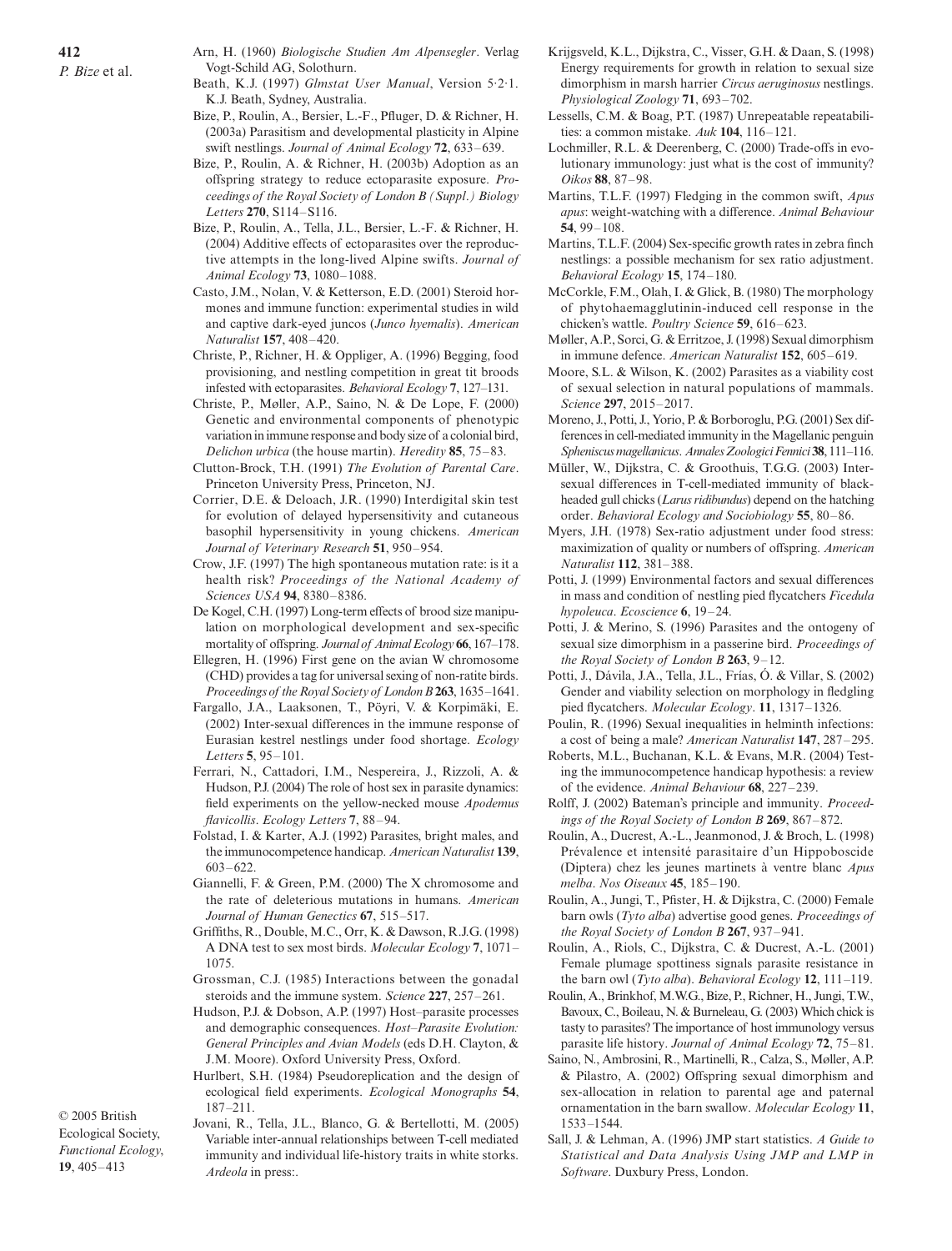Arn, H. (1960) *Biologische Studien Am Alpensegler*. Verlag Vogt-Schild AG, Solothurn.

Beath, K.J. (1997) *Glmstat User Manual*, Version 5·2·1. K.J. Beath, Sydney, Australia.

Bize, P., Roulin, A., Bersier, L.-F., Pfluger, D. & Richner, H. (2003a) Parasitism and developmental plasticity in Alpine swift nestlings. *Journal of Animal Ecology* **72**, 633–639.

Bize, P., Roulin, A. & Richner, H. (2003b) Adoption as an offspring strategy to reduce ectoparasite exposure. *Proceedings of the Royal Society of London B (Suppl.) Biology Letters* **270**, S114–S116.

Bize, P., Roulin, A., Tella, J.L., Bersier, L.-F. & Richner, H. (2004) Additive effects of ectoparasites over the reproductive attempts in the long-lived Alpine swifts. *Journal of Animal Ecology* **73**, 1080–1088.

Casto, J.M., Nolan, V. & Ketterson, E.D. (2001) Steroid hormones and immune function: experimental studies in wild and captive dark-eyed juncos (*Junco hyemalis*). *American Naturalist* **157**, 408–420.

Christe, P., Richner, H. & Oppliger, A. (1996) Begging, food provisioning, and nestling competition in great tit broods infested with ectoparasites. *Behavioral Ecology* **7**, 127–131.

Christe, P., Møller, A.P., Saino, N. & De Lope, F. (2000) Genetic and environmental components of phenotypic variation in immune response and body size of a colonial bird, *Delichon urbica* (the house martin). *Heredity* **85**, 75–83.

Clutton-Brock, T.H. (1991) *The Evolution of Parental Care*. Princeton University Press, Princeton, NJ.

Corrier, D.E. & Deloach, J.R. (1990) Interdigital skin test for evolution of delayed hypersensitivity and cutaneous basophil hypersensitivity in young chickens. *American Journal of Veterinary Research* **51**, 950–954.

Crow, J.F. (1997) The high spontaneous mutation rate: is it a health risk? *Proceedings of the National Academy of Sciences USA* **94**, 8380–8386.

De Kogel, C.H. (1997) Long-term effects of brood size manipulation on morphological development and sex-specific mortality of offspring. *Journal of Animal Ecology* **66**, 167–178.

Ellegren, H. (1996) First gene on the avian W chromosome (CHD) provides a tag for universal sexing of non-ratite birds. *Proceedings of the Royal Society of London B* **263**, 1635–1641.

Fargallo, J.A., Laaksonen, T., Pöyri, V. & Korpimäki, E. (2002) Inter-sexual differences in the immune response of Eurasian kestrel nestlings under food shortage. *Ecology Letters* **5**, 95–101.

Ferrari, N., Cattadori, I.M., Nespereira, J., Rizzoli, A. & Hudson, P.J. (2004) The role of host sex in parasite dynamics: field experiments on the yellow-necked mouse *Apodemus flavicollis*. *Ecology Letters* **7**, 88–94.

Folstad, I. & Karter, A.J. (1992) Parasites, bright males, and the immunocompetence handicap. *American Naturalist* **139**, 603–622.

Giannelli, F. & Green, P.M. (2000) The X chromosome and the rate of deleterious mutations in humans. *American Journal of Human Genectics* **67**, 515–517.

Griffiths, R., Double, M.C., Orr, K. & Dawson, R.J.G. (1998) A DNA test to sex most birds. *Molecular Ecology* **7**, 1071–1075.

Grossman, C.J. (1985) Interactions between the gonadal steroids and the immune system. *Science* **227**, 257–261.

Hudson, P.J. & Dobson, A.P. (1997) Host–parasite processes and demographic consequences. *Host–Parasite Evolution: General Principles and Avian Models* (eds D.H. Clayton, & J.M. Moore). Oxford University Press, Oxford.

Hurlbert, S.H. (1984) Pseudoreplication and the design of ecological field experiments. *Ecological Monographs* **54**, 187–211.

Jovani, R., Tella, J.L., Blanco, G. & Bertellotti, M. (2005) Variable inter-annual relationships between T-cell mediated immunity and individual life-history traits in white storks. *Ardeola* in press:.

Krijgsveld, K.L., Dijkstra, C., Visser, G.H. & Daan, S. (1998) Energy requirements for growth in relation to sexual size dimorphism in marsh harrier *Circus aeruginosus* nestlings. *Physiological Zoology* **71**, 693–702.

Lessells, C.M. & Boag, P.T. (1987) Unrepeatable repeatabilities: a common mistake. *Auk* **104**, 116–121.

Lochmiller, R.L. & Deerenberg, C. (2000) Trade-offs in evolutionary immunology: just what is the cost of immunity? *Oikos* **88**, 87–98.

Martins, T.L.F. (1997) Fledging in the common swift, *Apus apus*: weight-watching with a difference. *Animal Behaviour* **54**, 99–108.

Martins, T.L.F. (2004) Sex-specific growth rates in zebra finch nestlings: a possible mechanism for sex ratio adjustment. *Behavioral Ecology* **15**, 174–180.

McCorkle, F.M., Olah, I. & Glick, B. (1980) The morphology of phytohaemagglutinin-induced cell response in the chicken's wattle. *Poultry Science* **59**, 616–623.

Møller, A.P., Sorci, G. & Erritzoe, J. (1998) Sexual dimorphism in immune defence. *American Naturalist* **152**, 605–619.

Moore, S.L. & Wilson, K. (2002) Parasites as a viability cost of sexual selection in natural populations of mammals. *Science* **297**, 2015–2017.

Moreno, J., Potti, J., Yorio, P. & Borboroglu, P.G. (2001) Sex differences in cell-mediated immunity in the Magellanic penguin *Spheniscus magellanicus*. *Annales Zoologici Fennici* **38**, 111–116.

Müller, W., Dijkstra, C. & Groothuis, T.G.G. (2003) Intersexual differences in T-cell-mediated immunity of black-headed gull chicks (*Larus ridibundus*) depend on the hatching order. *Behavioral Ecology and Sociobiology* **55**, 80–86.

Myers, J.H. (1978) Sex-ratio adjustment under food stress: maximization of quality or numbers of offspring. *American Naturalist* **112**, 381–388.

Potti, J. (1999) Environmental factors and sexual differences in mass and condition of nestling pied flycatchers *Ficedula hypoleuca*. *Ecoscience* **6**, 19–24.

Potti, J. & Merino, S. (1996) Parasites and the ontogeny of sexual size dimorphism in a passerine bird. *Proceedings of the Royal Society of London B* **263**, 9–12.

Potti, J., Dávila, J.A., Tella, J.L., Frías, Ó. & Villar, S. (2002) Gender and viability selection on morphology in fledgling pied flycatchers. *Molecular Ecology*. **11**, 1317–1326.

Poulin, R. (1996) Sexual inequalities in helminth infections: a cost of being a male? *American Naturalist* **147**, 287–295.

Roberts, M.L., Buchanan, K.L. & Evans, M.R. (2004) Testing the immunocompetence handicap hypothesis: a review of the evidence. *Animal Behaviour* **68**, 227–239.

Rolff, J. (2002) Bateman's principle and immunity. *Proceedings of the Royal Society of London B* **269**, 867–872.

Roulin, A., Ducrest, A.-L., Jeanmonod, J. & Broch, L. (1998) Prévalence et intensité parasitaire d'un Hippoboscide (Diptera) chez les jeunes martinets à ventre blanc *Apus melba*. *Nos Oiseaux* **45**, 185–190.

Roulin, A., Jungi, T., Pfister, H. & Dijkstra, C. (2000) Female barn owls (*Tyto alba*) advertise good genes. *Proceedings of the Royal Society of London B* **267**, 937–941.

Roulin, A., Riols, C., Dijkstra, C. & Ducrest, A.-L. (2001) Female plumage spottiness signals parasite resistance in the barn owl (*Tyto alba*). *Behavioral Ecology* **12**, 111–119.

Roulin, A., Brinkhof, M.W.G., Bize, P., Richner, H., Jungi, T.W., Bavoux, C., Boileau, N. & Burneleau, G. (2003) Which chick is tasty to parasites? The importance of host immunology versus parasite life history. *Journal of Animal Ecology* **72**, 75–81.

Saino, N., Ambrosini, R., Martinelli, R., Calza, S., Møller, A.P. & Pilastro, A. (2002) Offspring sexual dimorphism and sex-allocation in relation to parental age and paternal ornamentation in the barn swallow. *Molecular Ecology* **11**, 1533–1544.

Sall, J. & Lehman, A. (1996) JMP start statistics. *A Guide to Statistical and Data Analysis Using JMP and LMP in Software*. Duxbury Press, London.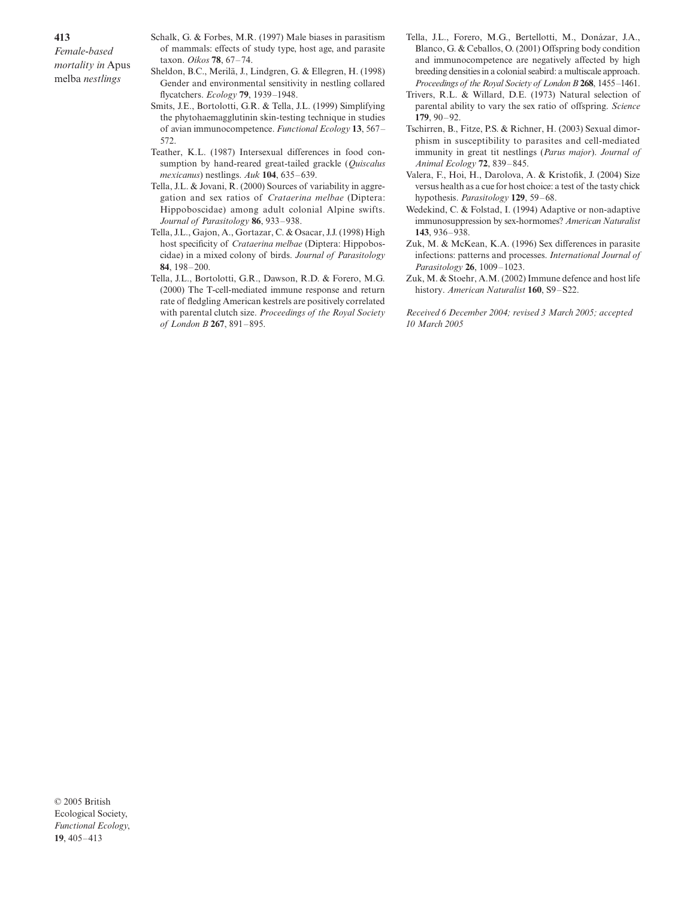Schalk, G. & Forbes, M.R. (1997) Male biases in parasitism of mammals: effects of study type, host age, and parasite taxon. *Oikos* **78**, 67–74.

Sheldon, B.C., Merilä, J., Lindgren, G. & Ellegren, H. (1998) Gender and environmental sensitivity in nestling collared flycatchers. *Ecology* **79**, 1939–1948.

Smits, J.E., Bortolotti, G.R. & Tella, J.L. (1999) Simplifying the phytohaemagglutinin skin-testing technique in studies of avian immunocompetence. *Functional Ecology* **13**, 567–572.

Teather, K.L. (1987) Intersexual differences in food consumption by hand-reared great-tailed grackle (*Quiscalus mexicanus*) nestlings. *Auk* **104**, 635–639.

Tella, J.L. & Jovani, R. (2000) Sources of variability in aggregation and sex ratios of *Crataerina melbae* (Diptera: Hippoboscidae) among adult colonial Alpine swifts. *Journal of Parasitology* **86**, 933–938.

Tella, J.L., Gajon, A., Gortazar, C. & Osacar, J.J. (1998) High host specificity of *Crataerina melbae* (Diptera: Hippoboscidae) in a mixed colony of birds. *Journal of Parasitology* **84**, 198–200.

Tella, J.L., Bortolotti, G.R., Dawson, R.D. & Forero, M.G. (2000) The T-cell-mediated immune response and return rate of fledgling American kestrels are positively correlated with parental clutch size. *Proceedings of the Royal Society of London B* **267**, 891–895.

Tella, J.L., Forero, M.G., Bertellotti, M., Donázar, J.A., Blanco, G. & Ceballos, O. (2001) Offspring body condition and immunocompetence are negatively affected by high breeding densities in a colonial seabird: a multiscale approach. *Proceedings of the Royal Society of London B* **268**, 1455–1461.

Trivers, R.L. & Willard, D.E. (1973) Natural selection of parental ability to vary the sex ratio of offspring. *Science* **179**, 90–92.

Tschirren, B., Fitze, P.S. & Richner, H. (2003) Sexual dimorphism in susceptibility to parasites and cell-mediated immunity in great tit nestlings (*Parus major*). *Journal of Animal Ecology* **72**, 839–845.

Valera, F., Hoi, H., Darolova, A. & Kristofik, J. (2004) Size versus health as a cue for host choice: a test of the tasty chick hypothesis. *Parasitology* **129**, 59–68.

Wedekind, C. & Folstad, I. (1994) Adaptive or non-adaptive immunosuppression by sex-hormomes? *American Naturalist* **143**, 936–938.

Zuk, M. & McKean, K.A. (1996) Sex differences in parasite infections: patterns and processes. *International Journal of Parasitology* **26**, 1009–1023.

Zuk, M. & Stoehr, A.M. (2002) Immune defence and host life history. *American Naturalist* **160**, S9–S22.

*Received 6 December 2004; revised 3 March 2005; accepted 10 March 2005*